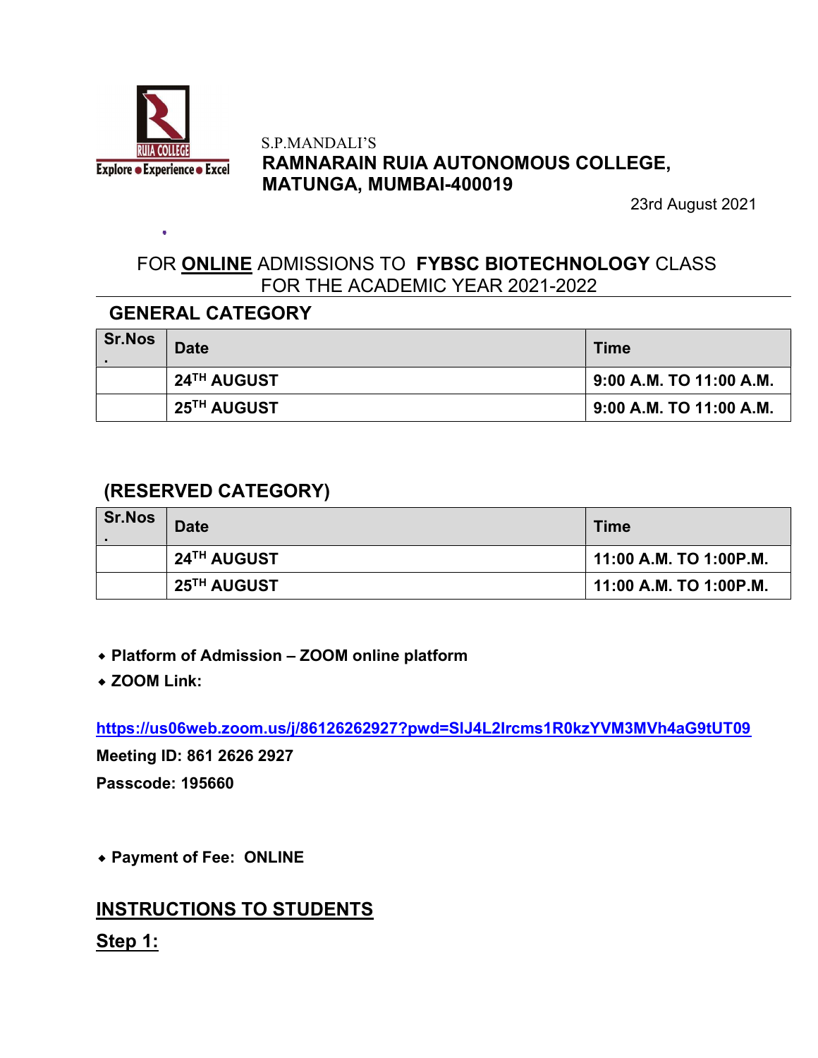RUIA COLLEGE
Explore • Experience • Excel

S.P.MANDALI'S
**RAMNARAIN RUIA AUTONOMOUS COLLEGE,**
**MATUNGA, MUMBAI-400019**

23rd August 2021

FOR **ONLINE** ADMISSIONS TO **FYBSC BIOTECHNOLOGY** CLASS
FOR THE ACADEMIC YEAR 2021-2022

## GENERAL CATEGORY

| Sr.Nos. | Date | Time |
|---|---|---|
| | **24TH AUGUST** | **9:00 A.M. TO 11:00 A.M.** |
| | **25TH AUGUST** | **9:00 A.M. TO 11:00 A.M.** |

## (RESERVED CATEGORY)

| Sr.Nos. | Date | Time |
|---|---|---|
| | **24TH AUGUST** | **11:00 A.M. TO 1:00P.M.** |
| | **25TH AUGUST** | **11:00 A.M. TO 1:00P.M.** |

- **Platform of Admission – ZOOM online platform**
- **ZOOM Link:**

https://us06web.zoom.us/j/86126262927?pwd=SlJ4L2lrcms1R0kzYVM3MVh4aG9tUT09

**Meeting ID: 861 2626 2927**

**Passcode: 195660**

- **Payment of Fee: ONLINE**

## INSTRUCTIONS TO STUDENTS

**Step 1:**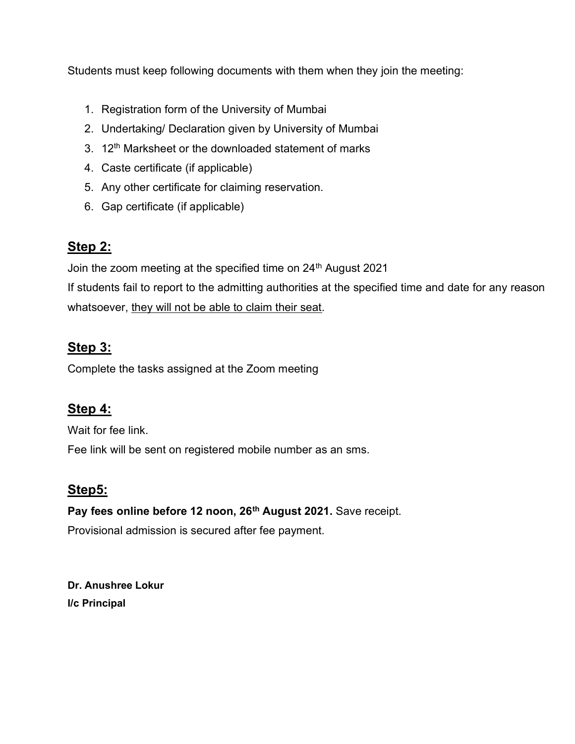Students must keep following documents with them when they join the meeting:

1. Registration form of the University of Mumbai
2. Undertaking/ Declaration given by University of Mumbai
3. 12th Marksheet or the downloaded statement of marks
4. Caste certificate (if applicable)
5. Any other certificate for claiming reservation.
6. Gap certificate (if applicable)

## Step 2:

Join the zoom meeting at the specified time on 24th August 2021

If students fail to report to the admitting authorities at the specified time and date for any reason whatsoever, they will not be able to claim their seat.

## Step 3:

Complete the tasks assigned at the Zoom meeting

## Step 4:

Wait for fee link.

Fee link will be sent on registered mobile number as an sms.

## Step5:

**Pay fees online before 12 noon, 26th August 2021.** Save receipt.

Provisional admission is secured after fee payment.

**Dr. Anushree Lokur**
**I/c Principal**